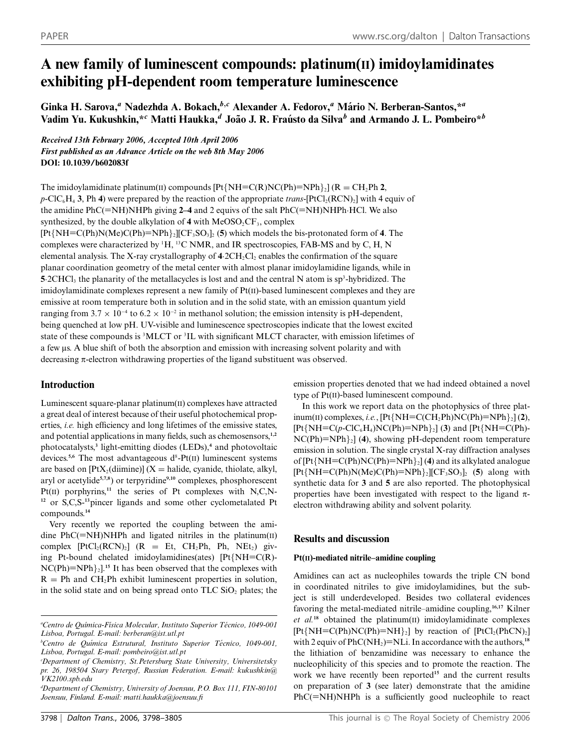# A new family of luminescent compounds: platinum(II) imidoylamidinates exhibiting pH-dependent room temperature luminescence

Ginka H. Sarova,[a] Nadezhda A. Bokach,[b,c] Alexander A. Fedorov,[a] Mário N. Berberan-Santos,*[a] Vadim Yu. Kukushkin,*[c] Matti Haukka,[d] João J. R. Fraústo da Silva[b] and Armando J. L. Pombeiro*[b]

*Received 13th February 2006, Accepted 10th April 2006*
*First published as an Advance Article on the web 8th May 2006*
**DOI: 10.1039/b602083f**

The imidoylamidinate platinum(II) compounds [Pt{NH=C(R)NC(Ph)=NPh}$_2$] (R = CH$_2$Ph **2**, *p*-ClC$_6$H$_4$ **3**, Ph **4**) were prepared by the reaction of the appropriate *trans*-[PtCl$_2$(RCN)$_2$] with 4 equiv of the amidine PhC(=NH)NHPh giving **2–4** and 2 equivs of the salt PhC(=NH)NHPh·HCl. We also synthesized, by the double alkylation of **4** with MeOSO$_2$CF$_3$, complex [Pt{NH=C(Ph)N(Me)C(Ph)=NPh}$_2$][CF$_3$SO$_3$]$_2$ (**5**) which models the bis-protonated form of **4**. The complexes were characterized by $^1$H, $^{13}$C NMR, and IR spectroscopies, FAB-MS and by C, H, N elemental analysis. The X-ray crystallography of **4**·2CH$_2$Cl$_2$ enables the confirmation of the square planar coordination geometry of the metal center with almost planar imidoylamidine ligands, while in **5**·2CHCl$_3$ the planarity of the metallacycles is lost and the central N atom is sp$^3$-hybridized. The imidoylamidinate complexes represent a new family of Pt(II)-based luminescent complexes and they are emissive at room temperature both in solution and in the solid state, with an emission quantum yield ranging from $3.7 \times 10^{-4}$ to $6.2 \times 10^{-2}$ in methanol solution; the emission intensity is pH-dependent, being quenched at low pH. UV-visible and luminescence spectroscopies indicate that the lowest excited state of these compounds is $^3$MLCT or $^3$IL with significant MLCT character, with emission lifetimes of a few µs. A blue shift of both the absorption and emission with increasing solvent polarity and with decreasing π-electron withdrawing properties of the ligand substituent was observed.

## Introduction

Luminescent square-planar platinum(II) complexes have attracted a great deal of interest because of their useful photochemical properties, *i.e.* high efficiency and long lifetimes of the emissive states, and potential applications in many fields, such as chemosensors,[1,2] photocatalysts,[3] light-emitting diodes (LEDs),[4] and photovoltaic devices.[5,6] The most advantageous d$^8$-Pt(II) luminescent systems are based on [PtX$_2$(diimine)] (X = halide, cyanide, thiolate, alkyl, aryl or acetylide[5,7,8]) or terpyridine[9,10] complexes, phosphorescent Pt(II) porphyrins,[11] the series of Pt complexes with N,C,N-[12] or S,C,S-[13]pincer ligands and some other cyclometalated Pt compounds.[14]

Very recently we reported the coupling between the amidine PhC(=NH)NHPh and ligated nitriles in the platinum(II) complex [PtCl$_2$(RCN)$_2$] (R = Et, CH$_2$Ph, Ph, NEt$_2$) giving Pt-bound chelated imidoylamidines(ates) [Pt{NH=C(R)-NC(Ph)=NPh}$_2$].[15] It has been observed that the complexes with R = Ph and CH$_2$Ph exhibit luminescent properties in solution, in the solid state and on being spread onto TLC SiO$_2$ plates; the emission properties denoted that we had indeed obtained a novel type of Pt(II)-based luminescent compound.

In this work we report data on the photophysics of three platinum(II) complexes, *i.e.*, [Pt{NH=C(CH$_2$Ph)NC(Ph)=NPh}$_2$] (**2**), [Pt{NH=C(*p*-ClC$_6$H$_4$)NC(Ph)=NPh}$_2$] (**3**) and [Pt{NH=C(Ph)-NC(Ph)=NPh}$_2$] (**4**), showing pH-dependent room temperature emission in solution. The single crystal X-ray diffraction analyses of [Pt{NH=C(Ph)NC(Ph)=NPh}$_2$] (**4**) and its alkylated analogue [Pt{NH=C(Ph)N(Me)C(Ph)=NPh}$_2$][CF$_3$SO$_3$]$_2$ (**5**) along with synthetic data for **3** and **5** are also reported. The photophysical properties have been investigated with respect to the ligand π-electron withdrawing ability and solvent polarity.

## Results and discussion

### Pt(II)-mediated nitrile–amidine coupling

Amidines can act as nucleophiles towards the triple CN bond in coordinated nitriles to give imidoylamidines, but the subject is still underdeveloped. Besides two collateral evidences favoring the metal-mediated nitrile–amidine coupling,[16,17] Kilner *et al.*[18] obtained the platinum(II) imidoylamidinate complexes [Pt{NH=C(Ph)NC(Ph)=NH}$_2$] by reaction of [PtCl$_2$(PhCN)$_2$] with 2 equiv of PhC(NH$_2$)=NLi. In accordance with the authors,[18] the lithiation of benzamidine was necessary to enhance the nucleophilicity of this species and to promote the reaction. The work we have recently been reported[15] and the current results on preparation of **3** (see later) demonstrate that the amidine PhC(=NH)NHPh is a sufficiently good nucleophile to react

---

[a]Centro de Química-Física Molecular, Instituto Superior Técnico, 1049-001 Lisboa, Portugal. E-mail: berberan@ist.utl.pt
[b]Centro de Química Estrutural, Instituto Superior Técnico, 1049-001, Lisboa, Portugal. E-mail: pombeiro@ist.utl.pt
[c]Department of Chemistry, St.Petersburg State University, Universitetsky pr. 26, 198504 Stary Petergof, Russian Federation. E-mail: kukushkin@VK2100.spb.edu
[d]Department of Chemistry, University of Joensuu, P.O. Box 111, FIN-80101 Joensuu, Finland. E-mail: matti.haukka@joensuu.fi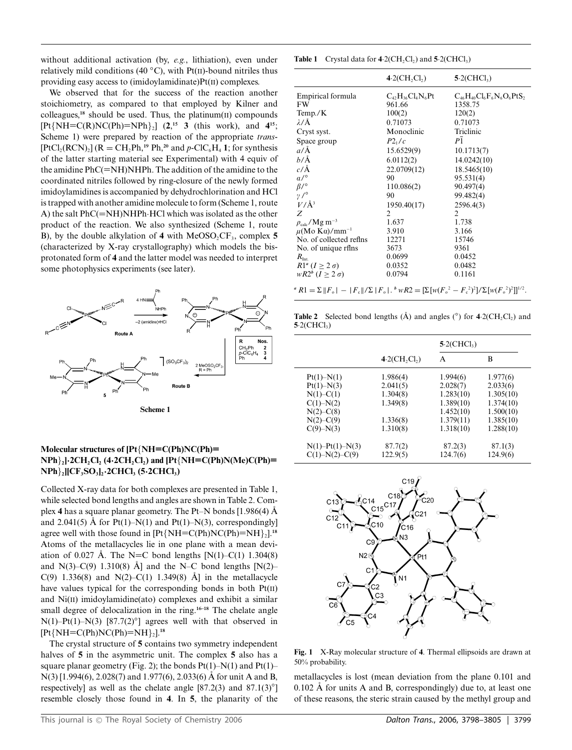without additional activation (by, *e.g.*, lithiation), even under relatively mild conditions (40 °C), with Pt(II)-bound nitriles thus providing easy access to (imidoylamidinate)Pt(II) complexes.

We observed that for the success of the reaction another stoichiometry, as compared to that employed by Kilner and colleagues,[18] should be used. Thus, the platinum(II) compounds [Pt{NH=C(R)NC(Ph)=NPh}$_2$] (**2**,[15] **3** (this work), and **4**[15]; Scheme 1) were prepared by reaction of the appropriate *trans*-[PtCl$_2$(RCN)$_2$] (R = CH$_2$Ph,[19] Ph,[20] and *p*-ClC$_6$H$_4$ **1**; for synthesis of the latter starting material see Experimental) with 4 equiv of the amidine PhC(=NH)NHPh. The addition of the amidine to the coordinated nitriles followed by ring-closure of the newly formed imidoylamidines is accompanied by dehydrochlorination and HCl is trapped with another amidine molecule to form (Scheme 1, route A) the salt PhC(=NH)NHPh·HCl which was isolated as the other product of the reaction. We also synthesized (Scheme 1, route B), by the double alkylation of **4** with MeOSO$_2$CF$_3$, complex **5** (characterized by X-ray crystallography) which models the bis-protonated form of **4** and the latter model was needed to interpret some photophysics experiments (see later).

Scheme 1

## Molecular structures of [Pt{NH=C(Ph)NC(Ph)=NPh}$_2$]·2CH$_2$Cl$_2$ (4·2CH$_2$Cl$_2$) and [Pt{NH=C(Ph)N(Me)C(Ph)=NPh}$_2$][CF$_3$SO$_3$]$_2$·2CHCl$_3$ (5·2CHCl$_3$)

Collected X-ray data for both complexes are presented in Table 1, while selected bond lengths and angles are shown in Table 2. Complex **4** has a square planar geometry. The Pt–N bonds [1.986(4) Å and 2.041(5) Å for Pt(1)–N(1) and Pt(1)–N(3), correspondingly] agree well with those found in [Pt{NH=C(Ph)NC(Ph)=NH}$_2$].[18] Atoms of the metallacycles lie in one plane with a mean deviation of 0.027 Å. The N=C bond lengths [N(1)–C(1) 1.304(8) and N(3)–C(9) 1.310(8) Å] and the N–C bond lengths [N(2)–C(9) 1.336(8) and N(2)–C(1) 1.349(8) Å] in the metallacycle have values typical for the corresponding bonds in both Pt(II) and Ni(II) imidoylamidine(ato) complexes and exhibit a similar small degree of delocalization in the ring.[16–18] The chelate angle N(1)–Pt(1)–N(3) [87.7(2)°] agrees well with that observed in [Pt{NH=C(Ph)NC(Ph)=NH}$_2$].[18]

The crystal structure of **5** contains two symmetry independent halves of **5** in the asymmetric unit. The complex **5** also has a square planar geometry (Fig. 2); the bonds Pt(1)–N(1) and Pt(1)–N(3) [1.994(6), 2.028(7) and 1.977(6), 2.033(6) Å for unit A and B, respectively] as well as the chelate angle [87.2(3) and 87.1(3)°] resemble closely those found in **4**. In **5**, the planarity of the metallacycles is lost (mean deviation from the plane 0.101 and 0.102 Å for units A and B, correspondingly) due to, at least one of these reasons, the steric strain caused by the methyl group and

**Table 1** Crystal data for 4·2(CH$_2$Cl$_2$) and 5·2(CHCl$_3$)

| | 4·2(CH$_2$Cl$_2$) | 5·2(CHCl$_3$) |
|---|---|---|
| Empirical formula | $C_{42}H_{36}Cl_4N_6Pt$ | $C_{46}H_{40}Cl_6F_6N_6O_6PtS_2$ |
| FW | 961.66 | 1358.75 |
| Temp./K | 100(2) | 120(2) |
| $\lambda$/Å | 0.71073 | 0.71073 |
| Cryst syst. | Monoclinic | Triclinic |
| Space group | $P2_1/c$ | $P\bar{1}$ |
| $a$/Å | 15.6529(9) | 10.1713(7) |
| $b$/Å | 6.0112(2) | 14.0242(10) |
| $c$/Å | 22.0709(12) | 18.5465(10) |
| $\alpha$/° | 90 | 95.531(4) |
| $\beta$/° | 110.086(2) | 90.497(4) |
| $\gamma$/° | 90 | 99.482(4) |
| $V$/Å$^3$ | 1950.40(17) | 2596.4(3) |
| $Z$ | 2 | 2 |
| $\rho_{calc}$/Mg m$^{-3}$ | 1.637 | 1.738 |
| $\mu$(Mo K$\alpha$)/mm$^{-1}$ | 3.910 | 3.166 |
| No. of collected reflns | 12271 | 15746 |
| No. of unique rflns | 3673 | 9361 |
| $R_{Int.}$ | 0.0699 | 0.0452 |
| $R1^a$ ($I \geq 2\sigma$) | 0.0352 | 0.0482 |
| $wR2^b$ ($I \geq 2\sigma$) | 0.0794 | 0.1161 |

$^a$ $R1 = \Sigma\|F_o| - |F_c\|/\Sigma|F_o|$. $^b$ $wR2 = [\Sigma[w(F_o^2 - F_c^2)^2]/\Sigma[w(F_o^2)^2]]^{1/2}$.

**Table 2** Selected bond lengths (Å) and angles (°) for 4·2(CH$_2$Cl$_2$) and 5·2(CHCl$_3$)

| | 4·2(CH$_2$Cl$_2$) | 5·2(CHCl$_3$) A | 5·2(CHCl$_3$) B |
|---|---|---|---|
| Pt(1)–N(1) | 1.986(4) | 1.994(6) | 1.977(6) |
| Pt(1)–N(3) | 2.041(5) | 2.028(7) | 2.033(6) |
| N(1)–C(1) | 1.304(8) | 1.283(10) | 1.305(10) |
| C(1)–N(2) | 1.349(8) | 1.389(10) | 1.374(10) |
| N(2)–C(8) | | 1.452(10) | 1.500(10) |
| N(2)–C(9) | 1.336(8) | 1.379(11) | 1.385(10) |
| C(9)–N(3) | 1.310(8) | 1.318(10) | 1.288(10) |
| N(1)–Pt(1)–N(3) | 87.7(2) | 87.2(3) | 87.1(3) |
| C(1)–N(2)–C(9) | 122.9(5) | 124.7(6) | 124.9(6) |

**Fig. 1** X-Ray molecular structure of **4**. Thermal ellipsoids are drawn at 50% probability.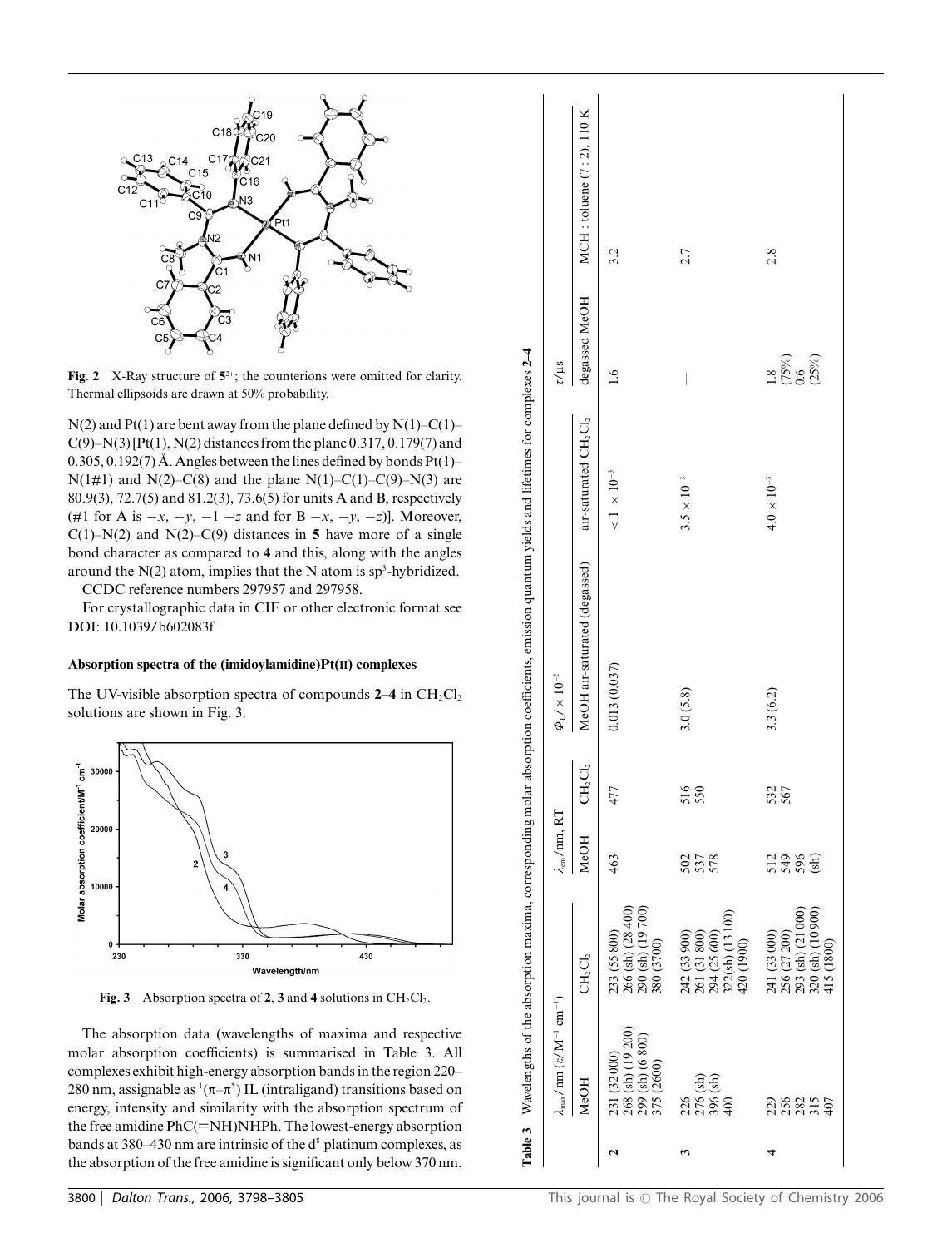Fig. 2 X-Ray structure of $5^{2+}$; the counterions were omitted for clarity. Thermal ellipsoids are drawn at 50% probability.

N(2) and Pt(1) are bent away from the plane defined by N(1)–C(1)–C(9)–N(3) [Pt(1), N(2) distances from the plane 0.317, 0.179(7) and 0.305, 0.192(7) Å. Angles between the lines defined by bonds Pt(1)–N(1#1) and N(2)–C(8) and the plane N(1)–C(1)–C(9)–N(3) are 80.9(3), 72.7(5) and 81.2(3), 73.6(5) for units A and B, respectively (#1 for A is −x, −y, −1 −z and for B −x, −y, −z)]. Moreover, C(1)–N(2) and N(2)–C(9) distances in **5** have more of a single bond character as compared to **4** and this, along with the angles around the N(2) atom, implies that the N atom is $sp^3$-hybridized.

CCDC reference numbers 297957 and 297958.

For crystallographic data in CIF or other electronic format see DOI: 10.1039/b602083f

### Absorption spectra of the (imidoylamidine)Pt(II) complexes

The UV-visible absorption spectra of compounds **2–4** in $CH_2Cl_2$ solutions are shown in Fig. 3.

Fig. 3 Absorption spectra of **2**, **3** and **4** solutions in $CH_2Cl_2$.

The absorption data (wavelengths of maxima and respective molar absorption coefficients) is summarised in Table 3. All complexes exhibit high-energy absorption bands in the region 220–280 nm, assignable as $^1(\pi–\pi^*)$ IL (intraligand) transitions based on energy, intensity and similarity with the absorption spectrum of the free amidine PhC(=NH)NHPh. The lowest-energy absorption bands at 380–430 nm are intrinsic of the $d^8$ platinum complexes, as the absorption of the free amidine is significant only below 370 nm.

**Table 3** Wavelengths of the absorption maxima, corresponding molar absorption coefficients, emission quantum yields and lifetimes for complexes **2–4**

| | $\lambda_{max}$/nm ($\varepsilon$/$M^{-1}$ $cm^{-1}$) | | $\lambda_{em}$/nm, RT | | $\Phi_L$/ × $10^{-2}$ | | $\tau$/μs | |
|---|---|---|---|---|---|---|---|---|
| | MeOH | $CH_2Cl_2$ | MeOH | $CH_2Cl_2$ | MeOH air-saturated (degassed) | air-saturated $CH_2Cl_2$ | degassed MeOH | MCH : toluene (7 : 2), 110 K |
| **2** | 231 (32 000)<br>268 (sh) (19 200)<br>299 (sh) (6 800)<br>375 (2600) | 233 (55 800)<br>266 (sh) (28 400)<br>290 (sh) (19 700)<br>380 (3700) | 463 | 477 | 0.013 (0.037) | < 1 × $10^{-3}$ | 1.6 | 3.2 |
| **3** | 226<br>276 (sh)<br>396 (sh)<br>400 | 242 (33 900)<br>261 (31 800)<br>294 (25 600)<br>322(sh) (13 100)<br>420 (1900) | 502<br>537<br>578 | 516<br>550 | 3.0 (5.8) | 3.5 × $10^{-3}$ | — | 2.7 |
| **4** | 229<br>256<br>282<br>315<br>407 | 241 (33 000)<br>256 (27 200)<br>293 (sh) (21 000)<br>320 (sh) (10 900)<br>415 (1800) | 512<br>549<br>596<br>(sh) | 532<br>567 | 3.3 (6.2) | 4.0 × $10^{-3}$ | 1.8 (75%)<br>0.6 (25%) | 2.8 |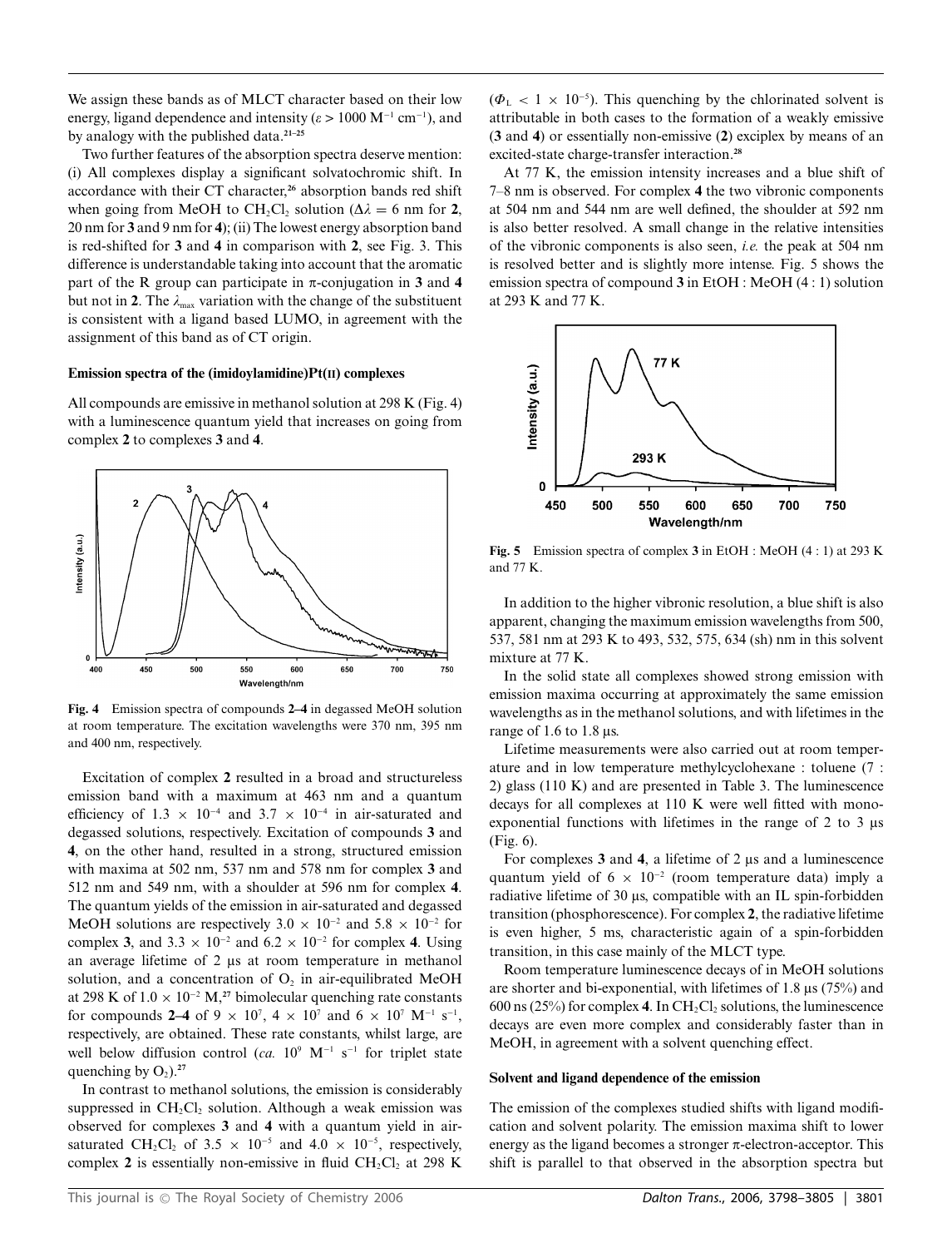We assign these bands as of MLCT character based on their low energy, ligand dependence and intensity ($\varepsilon > 1000\ M^{-1}\ cm^{-1}$), and by analogy with the published data.[21–25]

Two further features of the absorption spectra deserve mention: (i) All complexes display a significant solvatochromic shift. In accordance with their CT character,[26] absorption bands red shift when going from MeOH to $CH_2Cl_2$ solution ($\Delta\lambda = 6$ nm for **2**, 20 nm for **3** and 9 nm for **4**); (ii) The lowest energy absorption band is red-shifted for **3** and **4** in comparison with **2**, see Fig. 3. This difference is understandable taking into account that the aromatic part of the R group can participate in π-conjugation in **3** and **4** but not in **2**. The $\lambda_{max}$ variation with the change of the substituent is consistent with a ligand based LUMO, in agreement with the assignment of this band as of CT origin.

### Emission spectra of the (imidoylamidine)Pt(II) complexes

All compounds are emissive in methanol solution at 298 K (Fig. 4) with a luminescence quantum yield that increases on going from complex **2** to complexes **3** and **4**.

**Fig. 4** Emission spectra of compounds **2–4** in degassed MeOH solution at room temperature. The excitation wavelengths were 370 nm, 395 nm and 400 nm, respectively.

Excitation of complex **2** resulted in a broad and structureless emission band with a maximum at 463 nm and a quantum efficiency of $1.3 \times 10^{-4}$ and $3.7 \times 10^{-4}$ in air-saturated and degassed solutions, respectively. Excitation of compounds **3** and **4**, on the other hand, resulted in a strong, structured emission with maxima at 502 nm, 537 nm and 578 nm for complex **3** and 512 nm and 549 nm, with a shoulder at 596 nm for complex **4**. The quantum yields of the emission in air-saturated and degassed MeOH solutions are respectively $3.0 \times 10^{-2}$ and $5.8 \times 10^{-2}$ for complex **3**, and $3.3 \times 10^{-2}$ and $6.2 \times 10^{-2}$ for complex **4**. Using an average lifetime of 2 μs at room temperature in methanol solution, and a concentration of $O_2$ in air-equilibrated MeOH at 298 K of $1.0 \times 10^{-2}$ M,[27] bimolecular quenching rate constants for compounds **2–4** of $9 \times 10^{7}$, $4 \times 10^{7}$ and $6 \times 10^{7}\ M^{-1}\ s^{-1}$, respectively, are obtained. These rate constants, whilst large, are well below diffusion control (*ca.* $10^{9}\ M^{-1}\ s^{-1}$ for triplet state quenching by $O_2$).[27]

In contrast to methanol solutions, the emission is considerably suppressed in $CH_2Cl_2$ solution. Although a weak emission was observed for complexes **3** and **4** with a quantum yield in air-saturated $CH_2Cl_2$ of $3.5 \times 10^{-5}$ and $4.0 \times 10^{-5}$, respectively, complex **2** is essentially non-emissive in fluid $CH_2Cl_2$ at 298 K ($\Phi_L < 1 \times 10^{-5}$). This quenching by the chlorinated solvent is attributable in both cases to the formation of a weakly emissive (**3** and **4**) or essentially non-emissive (**2**) exciplex by means of an excited-state charge-transfer interaction.[28]

At 77 K, the emission intensity increases and a blue shift of 7–8 nm is observed. For complex **4** the two vibronic components at 504 nm and 544 nm are well defined, the shoulder at 592 nm is also better resolved. A small change in the relative intensities of the vibronic components is also seen, *i.e.* the peak at 504 nm is resolved better and is slightly more intense. Fig. 5 shows the emission spectra of compound **3** in EtOH : MeOH (4 : 1) solution at 293 K and 77 K.

**Fig. 5** Emission spectra of complex **3** in EtOH : MeOH (4 : 1) at 293 K and 77 K.

In addition to the higher vibronic resolution, a blue shift is also apparent, changing the maximum emission wavelengths from 500, 537, 581 nm at 293 K to 493, 532, 575, 634 (sh) nm in this solvent mixture at 77 K.

In the solid state all complexes showed strong emission with emission maxima occurring at approximately the same emission wavelengths as in the methanol solutions, and with lifetimes in the range of 1.6 to 1.8 μs.

Lifetime measurements were also carried out at room temperature and in low temperature methylcyclohexane : toluene (7 : 2) glass (110 K) and are presented in Table 3. The luminescence decays for all complexes at 110 K were well fitted with mono-exponential functions with lifetimes in the range of 2 to 3 μs (Fig. 6).

For complexes **3** and **4**, a lifetime of 2 μs and a luminescence quantum yield of $6 \times 10^{-2}$ (room temperature data) imply a radiative lifetime of 30 μs, compatible with an IL spin-forbidden transition (phosphorescence). For complex **2**, the radiative lifetime is even higher, 5 ms, characteristic again of a spin-forbidden transition, in this case mainly of the MLCT type.

Room temperature luminescence decays of in MeOH solutions are shorter and bi-exponential, with lifetimes of 1.8 μs (75%) and 600 ns (25%) for complex **4**. In $CH_2Cl_2$ solutions, the luminescence decays are even more complex and considerably faster than in MeOH, in agreement with a solvent quenching effect.

### Solvent and ligand dependence of the emission

The emission of the complexes studied shifts with ligand modification and solvent polarity. The emission maxima shift to lower energy as the ligand becomes a stronger π-electron-acceptor. This shift is parallel to that observed in the absorption spectra but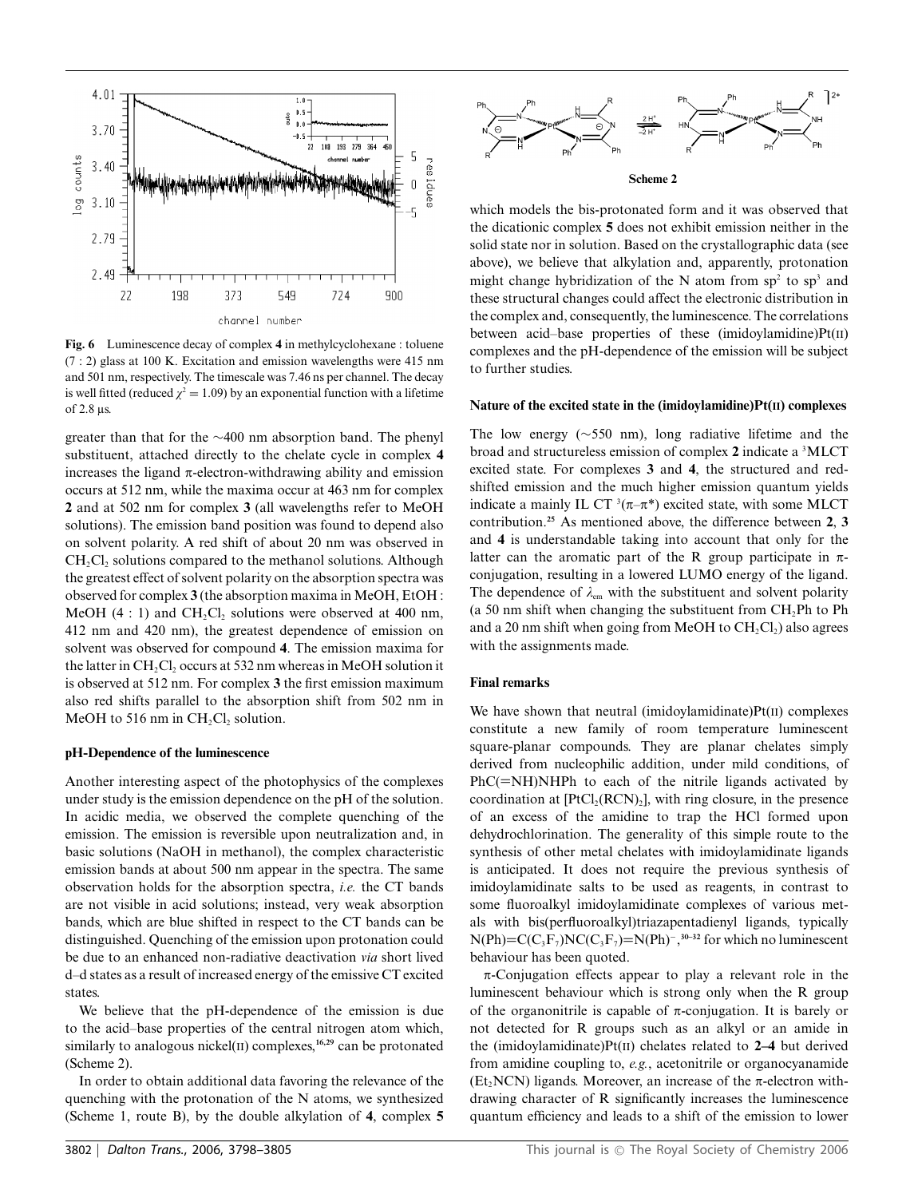**Fig. 6** Luminescence decay of complex **4** in methylcyclohexane : toluene (7 : 2) glass at 100 K. Excitation and emission wavelengths were 415 nm and 501 nm, respectively. The timescale was 7.46 ns per channel. The decay is well fitted (reduced $\chi^2 = 1.09$) by an exponential function with a lifetime of 2.8 μs.

greater than that for the ~400 nm absorption band. The phenyl substituent, attached directly to the chelate cycle in complex **4** increases the ligand π-electron-withdrawing ability and emission occurs at 512 nm, while the maxima occur at 463 nm for complex **2** and at 502 nm for complex **3** (all wavelengths refer to MeOH solutions). The emission band position was found to depend also on solvent polarity. A red shift of about 20 nm was observed in $CH_2Cl_2$ solutions compared to the methanol solutions. Although the greatest effect of solvent polarity on the absorption spectra was observed for complex **3** (the absorption maxima in MeOH, EtOH : MeOH (4 : 1) and $CH_2Cl_2$ solutions were observed at 400 nm, 412 nm and 420 nm), the greatest dependence of emission on solvent was observed for compound **4**. The emission maxima for the latter in $CH_2Cl_2$ occurs at 532 nm whereas in MeOH solution it is observed at 512 nm. For complex **3** the first emission maximum also red shifts parallel to the absorption shift from 502 nm in MeOH to 516 nm in $CH_2Cl_2$ solution.

#### pH-Dependence of the luminescence

Another interesting aspect of the photophysics of the complexes under study is the emission dependence on the pH of the solution. In acidic media, we observed the complete quenching of the emission. The emission is reversible upon neutralization and, in basic solutions (NaOH in methanol), the complex characteristic emission bands at about 500 nm appear in the spectra. The same observation holds for the absorption spectra, *i.e.* the CT bands are not visible in acid solutions; instead, very weak absorption bands, which are blue shifted in respect to the CT bands can be distinguished. Quenching of the emission upon protonation could be due to an enhanced non-radiative deactivation *via* short lived d–d states as a result of increased energy of the emissive CT excited states.

We believe that the pH-dependence of the emission is due to the acid–base properties of the central nitrogen atom which, similarly to analogous nickel(II) complexes,[16,29] can be protonated (Scheme 2).

In order to obtain additional data favoring the relevance of the quenching with the protonation of the N atoms, we synthesized (Scheme 1, route B), by the double alkylation of **4**, complex **5**

**Scheme 2**

which models the bis-protonated form and it was observed that the dicationic complex **5** does not exhibit emission neither in the solid state nor in solution. Based on the crystallographic data (see above), we believe that alkylation and, apparently, protonation might change hybridization of the N atom from $sp^2$ to $sp^3$ and these structural changes could affect the electronic distribution in the complex and, consequently, the luminescence. The correlations between acid–base properties of these (imidoylamidine)Pt(II) complexes and the pH-dependence of the emission will be subject to further studies.

#### Nature of the excited state in the (imidoylamidine)Pt(II) complexes

The low energy (~550 nm), long radiative lifetime and the broad and structureless emission of complex **2** indicate a $^3$MLCT excited state. For complexes **3** and **4**, the structured and red-shifted emission and the much higher emission quantum yields indicate a mainly IL CT $^3(\pi–\pi^*)$ excited state, with some MLCT contribution.[25] As mentioned above, the difference between **2**, **3** and **4** is understandable taking into account that only for the latter can the aromatic part of the R group participate in π-conjugation, resulting in a lowered LUMO energy of the ligand. The dependence of $\lambda_{em}$ with the substituent and solvent polarity (a 50 nm shift when changing the substituent from $CH_2Ph$ to Ph and a 20 nm shift when going from MeOH to $CH_2Cl_2$) also agrees with the assignments made.

#### Final remarks

We have shown that neutral (imidoylamidinate)Pt(II) complexes constitute a new family of room temperature luminescent square-planar compounds. They are planar chelates simply derived from nucleophilic addition, under mild conditions, of PhC(=NH)NHPh to each of the nitrile ligands activated by coordination at $[PtCl_2(RCN)_2]$, with ring closure, in the presence of an excess of the amidine to trap the HCl formed upon dehydrochlorination. The generality of this simple route to the synthesis of other metal chelates with imidoylamidinate ligands is anticipated. It does not require the previous synthesis of imidoylamidinate salts to be used as reagents, in contrast to some fluoroalkyl imidoylamidinate complexes of various metals with bis(perfluoroalkyl)triazapentadienyl ligands, typically $N(Ph)=C(C_3F_7)NC(C_3F_7)=N(Ph)^-$,[30–32] for which no luminescent behaviour has been quoted.

π-Conjugation effects appear to play a relevant role in the luminescent behaviour which is strong only when the R group of the organonitrile is capable of π-conjugation. It is barely or not detected for R groups such as an alkyl or an amide in the (imidoylamidinate)Pt(II) chelates related to **2–4** but derived from amidine coupling to, *e.g.*, acetonitrile or organocyanamide ($Et_2NCN$) ligands. Moreover, an increase of the π-electron withdrawing character of R significantly increases the luminescence quantum efficiency and leads to a shift of the emission to lower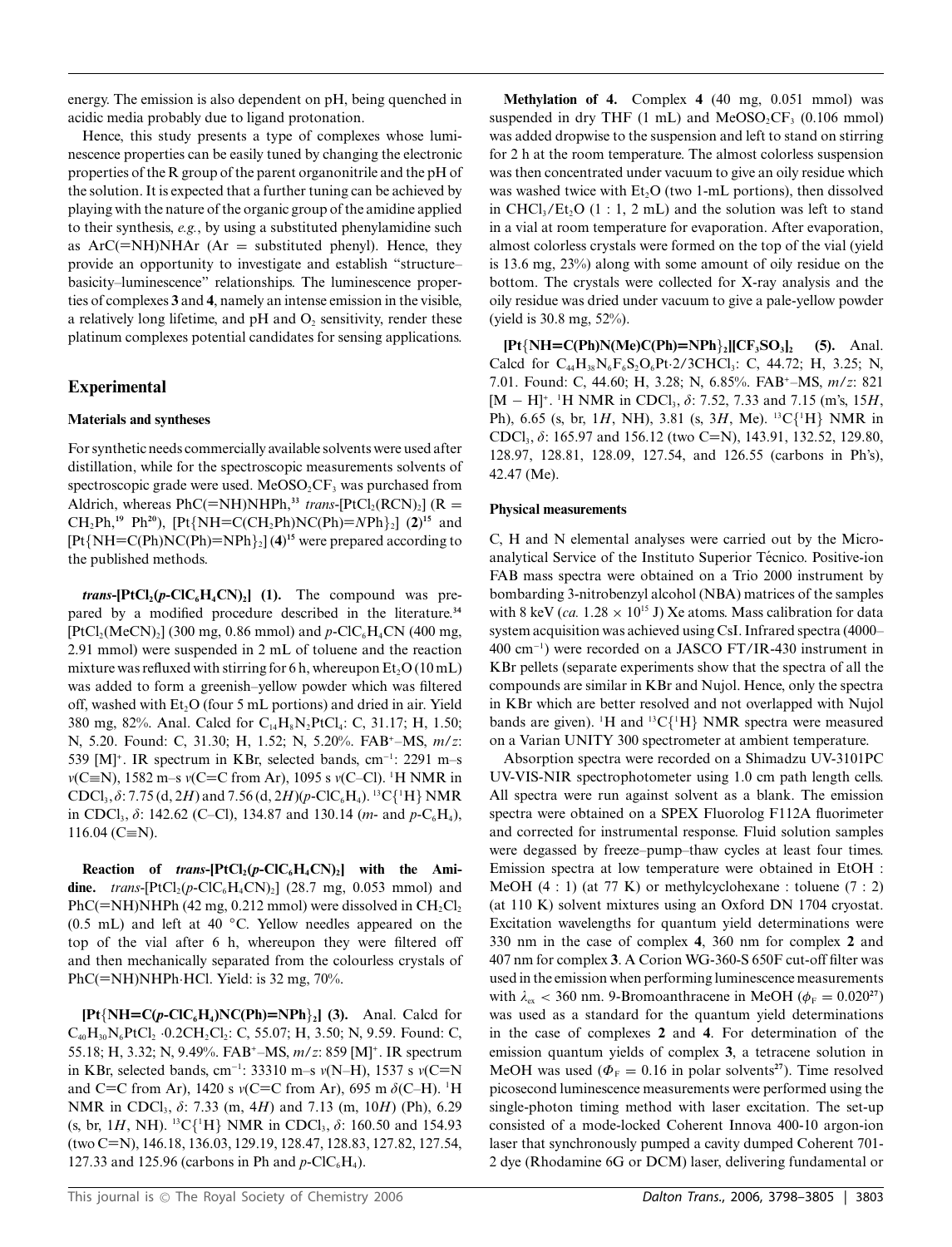energy. The emission is also dependent on pH, being quenched in acidic media probably due to ligand protonation.

Hence, this study presents a type of complexes whose luminescence properties can be easily tuned by changing the electronic properties of the R group of the parent organonitrile and the pH of the solution. It is expected that a further tuning can be achieved by playing with the nature of the organic group of the amidine applied to their synthesis, *e.g.*, by using a substituted phenylamidine such as ArC(=NH)NHAr (Ar = substituted phenyl). Hence, they provide an opportunity to investigate and establish "structure–basicity–luminescence" relationships. The luminescence properties of complexes **3** and **4**, namely an intense emission in the visible, a relatively long lifetime, and pH and $O_2$ sensitivity, render these platinum complexes potential candidates for sensing applications.

## Experimental

### Materials and syntheses

For synthetic needs commercially available solvents were used after distillation, while for the spectroscopic measurements solvents of spectroscopic grade were used. $MeOSO_2CF_3$ was purchased from Aldrich, whereas PhC(=NH)NHPh,[33] *trans*-[$PtCl_2(RCN)_2$] (R = $CH_2Ph$,[19] Ph[20]), [Pt{NH=C($CH_2$Ph)NC(Ph)=*N*Ph}$_2$] (**2**)[15] and [Pt{NH=C(Ph)NC(Ph)=NPh}$_2$] (**4**)[15] were prepared according to the published methods.

***trans*-[$PtCl_2(p$-$ClC_6H_4CN)_2$] (1).** The compound was prepared by a modified procedure described in the literature.[34] [$PtCl_2(MeCN)_2$] (300 mg, 0.86 mmol) and *p*-$ClC_6H_4CN$ (400 mg, 2.91 mmol) were suspended in 2 mL of toluene and the reaction mixture was refluxed with stirring for 6 h, whereupon $Et_2O$ (10 mL) was added to form a greenish–yellow powder which was filtered off, washed with $Et_2O$ (four 5 mL portions) and dried in air. Yield 380 mg, 82%. Anal. Calcd for $C_{14}H_8N_2PtCl_4$: C, 31.17; H, 1.50; N, 5.20. Found: C, 31.30; H, 1.52; N, 5.20%. FAB$^+$–MS, *m*/*z*: 539 [M]$^+$. IR spectrum in KBr, selected bands, cm$^{-1}$: 2291 m–s *ν*(C≡N), 1582 m–s *ν*(C=C from Ar), 1095 s *ν*(C–Cl). $^1$H NMR in $CDCl_3$, *δ*: 7.75 (d, 2*H*) and 7.56 (d, 2*H*)(*p*-$ClC_6H_4$). $^{13}C\{^1H\}$ NMR in $CDCl_3$, *δ*: 142.62 (C–Cl), 134.87 and 130.14 (*m*- and *p*-$C_6H_4$), 116.04 (C≡N).

**Reaction of *trans*-[$PtCl_2(p$-$ClC_6H_4CN)_2$] with the Amidine.** *trans*-[$PtCl_2(p$-$ClC_6H_4CN)_2$] (28.7 mg, 0.053 mmol) and PhC(=NH)NHPh (42 mg, 0.212 mmol) were dissolved in $CH_2Cl_2$ (0.5 mL) and left at 40 °C. Yellow needles appeared on the top of the vial after 6 h, whereupon they were filtered off and then mechanically separated from the colourless crystals of PhC(=NH)NHPh·HCl. Yield: is 32 mg, 70%.

**[Pt{NH=C(*p*-$ClC_6H_4$)NC(Ph)=NPh}$_2$] (3).** Anal. Calcd for $C_{40}H_{30}N_6PtCl_2$ ·0.2$CH_2Cl_2$: C, 55.07; H, 3.50; N, 9.59. Found: C, 55.18; H, 3.32; N, 9.49%. FAB$^+$–MS, *m*/*z*: 859 [M]$^+$. IR spectrum in KBr, selected bands, cm$^{-1}$: 33310 m–s *ν*(N–H), 1537 s *ν*(C=N and C=C from Ar), 1420 s *ν*(C=C from Ar), 695 m *δ*(C–H). $^1$H NMR in $CDCl_3$, *δ*: 7.33 (m, 4*H*) and 7.13 (m, 10*H*) (Ph), 6.29 (s, br, 1*H*, NH). $^{13}C\{^1H\}$ NMR in $CDCl_3$, *δ*: 160.50 and 154.93 (two C=N), 146.18, 136.03, 129.19, 128.47, 128.83, 127.82, 127.54, 127.33 and 125.96 (carbons in Ph and *p*-$ClC_6H_4$).

**Methylation of 4.** Complex **4** (40 mg, 0.051 mmol) was suspended in dry THF (1 mL) and $MeOSO_2CF_3$ (0.106 mmol) was added dropwise to the suspension and left to stand on stirring for 2 h at the room temperature. The almost colorless suspension was then concentrated under vacuum to give an oily residue which was washed twice with $Et_2O$ (two 1-mL portions), then dissolved in $CHCl_3/Et_2O$ (1 : 1, 2 mL) and the solution was left to stand in a vial at room temperature for evaporation. After evaporation, almost colorless crystals were formed on the top of the vial (yield is 13.6 mg, 23%) along with some amount of oily residue on the bottom. The crystals were collected for X-ray analysis and the oily residue was dried under vacuum to give a pale-yellow powder (yield is 30.8 mg, 52%).

**[Pt{NH=C(Ph)N(Me)C(Ph)=NPh}$_2$][$CF_3SO_3$]$_2$ (5).** Anal. Calcd for $C_{44}H_{38}N_6F_6S_2O_6Pt$·2/3$CHCl_3$: C, 44.72; H, 3.25; N, 7.01. Found: C, 44.60; H, 3.28; N, 6.85%. FAB$^+$–MS, *m*/*z*: 821 [M − H]$^+$. $^1$H NMR in $CDCl_3$, *δ*: 7.52, 7.33 and 7.15 (m's, 15*H*, Ph), 6.65 (s, br, 1*H*, NH), 3.81 (s, 3*H*, Me). $^{13}C\{^1H\}$ NMR in $CDCl_3$, *δ*: 165.97 and 156.12 (two C=N), 143.91, 132.52, 129.80, 128.97, 128.81, 128.09, 127.54, and 126.55 (carbons in Ph's), 42.47 (Me).

### Physical measurements

C, H and N elemental analyses were carried out by the Microanalytical Service of the Instituto Superior Técnico. Positive-ion FAB mass spectra were obtained on a Trio 2000 instrument by bombarding 3-nitrobenzyl alcohol (NBA) matrices of the samples with 8 keV (*ca.* $1.28 \times 10^{15}$ J) Xe atoms. Mass calibration for data system acquisition was achieved using CsI. Infrared spectra (4000–400 cm$^{-1}$) were recorded on a JASCO FT/IR-430 instrument in KBr pellets (separate experiments show that the spectra of all the compounds are similar in KBr and Nujol. Hence, only the spectra in KBr which are better resolved and not overlapped with Nujol bands are given). $^1$H and $^{13}C\{^1H\}$ NMR spectra were measured on a Varian UNITY 300 spectrometer at ambient temperature.

Absorption spectra were recorded on a Shimadzu UV-3101PC UV-VIS-NIR spectrophotometer using 1.0 cm path length cells. All spectra were run against solvent as a blank. The emission spectra were obtained on a SPEX Fluorolog F112A fluorimeter and corrected for instrumental response. Fluid solution samples were degassed by freeze–pump–thaw cycles at least four times. Emission spectra at low temperature were obtained in EtOH : MeOH (4 : 1) (at 77 K) or methylcyclohexane : toluene (7 : 2) (at 110 K) solvent mixtures using an Oxford DN 1704 cryostat. Excitation wavelengths for quantum yield determinations were 330 nm in the case of complex **4**, 360 nm for complex **2** and 407 nm for complex **3**. A Corion WG-360-S 650F cut-off filter was used in the emission when performing luminescence measurements with $\lambda_{ex}$ < 360 nm. 9-Bromoanthracene in MeOH ($\phi_F$ = 0.020[27]) was used as a standard for the quantum yield determinations in the case of complexes **2** and **4**. For determination of the emission quantum yields of complex **3**, a tetracene solution in MeOH was used ($\Phi_F$ = 0.16 in polar solvents[27]). Time resolved picosecond luminescence measurements were performed using the single-photon timing method with laser excitation. The set-up consisted of a mode-locked Coherent Innova 400-10 argon-ion laser that synchronously pumped a cavity dumped Coherent 701-2 dye (Rhodamine 6G or DCM) laser, delivering fundamental or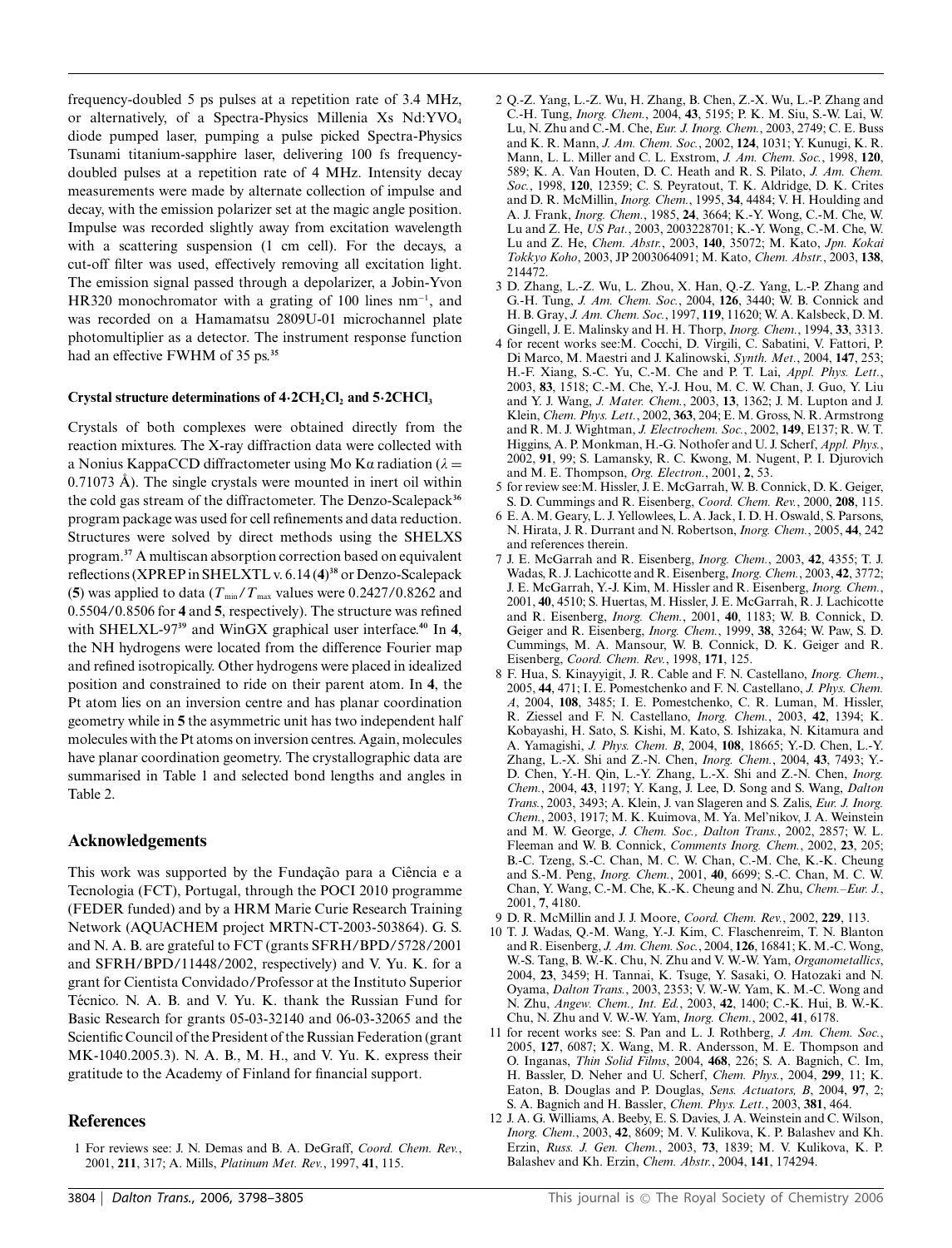frequency-doubled 5 ps pulses at a repetition rate of 3.4 MHz, or alternatively, of a Spectra-Physics Millenia Xs Nd:$YVO_4$ diode pumped laser, pumping a pulse picked Spectra-Physics Tsunami titanium-sapphire laser, delivering 100 fs frequency-doubled pulses at a repetition rate of 4 MHz. Intensity decay measurements were made by alternate collection of impulse and decay, with the emission polarizer set at the magic angle position. Impulse was recorded slightly away from excitation wavelength with a scattering suspension (1 cm cell). For the decays, a cut-off filter was used, effectively removing all excitation light. The emission signal passed through a depolarizer, a Jobin-Yvon HR320 monochromator with a grating of 100 lines $nm^{-1}$, and was recorded on a Hamamatsu 2809U-01 microchannel plate photomultiplier as a detector. The instrument response function had an effective FWHM of 35 ps.[35]

### Crystal structure determinations of 4·2$CH_2Cl_2$ and 5·2$CHCl_3$

Crystals of both complexes were obtained directly from the reaction mixtures. The X-ray diffraction data were collected with a Nonius KappaCCD diffractometer using Mo Kα radiation ($\lambda$ = 0.71073 Å). The single crystals were mounted in inert oil within the cold gas stream of the diffractometer. The Denzo-Scalepack[36] program package was used for cell refinements and data reduction. Structures were solved by direct methods using the SHELXS program.[37] A multiscan absorption correction based on equivalent reflections (XPREP in SHELXTL v. 6.14 (**4**)[38] or Denzo-Scalepack (**5**) was applied to data ($T_{min}/T_{max}$ values were 0.2427/0.8262 and 0.5504/0.8506 for **4** and **5**, respectively). The structure was refined with SHELXL-97[39] and WinGX graphical user interface.[40] In **4**, the NH hydrogens were located from the difference Fourier map and refined isotropically. Other hydrogens were placed in idealized position and constrained to ride on their parent atom. In **4**, the Pt atom lies on an inversion centre and has planar coordination geometry while in **5** the asymmetric unit has two independent half molecules with the Pt atoms on inversion centres. Again, molecules have planar coordination geometry. The crystallographic data are summarised in Table 1 and selected bond lengths and angles in Table 2.

## Acknowledgements

This work was supported by the Fundação para a Ciência e a Tecnologia (FCT), Portugal, through the POCI 2010 programme (FEDER funded) and by a HRM Marie Curie Research Training Network (AQUACHEM project MRTN-CT-2003-503864). G. S. and N. A. B. are grateful to FCT (grants SFRH/BPD/5728/2001 and SFRH/BPD/11448/2002, respectively) and V. Yu. K. for a grant for Cientista Convidado/Professor at the Instituto Superior Técnico. N. A. B. and V. Yu. K. thank the Russian Fund for Basic Research for grants 05-03-32140 and 06-03-32065 and the Scientific Council of the President of the Russian Federation (grant MK-1040.2005.3). N. A. B., M. H., and V. Yu. K. express their gratitude to the Academy of Finland for financial support.

## References

1 For reviews see: J. N. Demas and B. A. DeGraff, *Coord. Chem. Rev.*, 2001, **211**, 317; A. Mills, *Platinum Met. Rev.*, 1997, **41**, 115.

2 Q.-Z. Yang, L.-Z. Wu, H. Zhang, B. Chen, Z.-X. Wu, L.-P. Zhang and C.-H. Tung, *Inorg. Chem.*, 2004, **43**, 5195; P. K. M. Siu, S.-W. Lai, W. Lu, N. Zhu and C.-M. Che, *Eur. J. Inorg. Chem.*, 2003, 2749; C. E. Buss and K. R. Mann, *J. Am. Chem. Soc.*, 2002, **124**, 1031; Y. Kunugi, K. R. Mann, L. L. Miller and C. L. Exstrom, *J. Am. Chem. Soc.*, 1998, **120**, 589; K. A. Van Houten, D. C. Heath and R. S. Pilato, *J. Am. Chem. Soc.*, 1998, **120**, 12359; C. S. Peyratout, T. K. Aldridge, D. K. Crites and D. R. McMillin, *Inorg. Chem.*, 1995, **34**, 4484; V. H. Houlding and A. J. Frank, *Inorg. Chem.*, 1985, **24**, 3664; K.-Y. Wong, C.-M. Che, W. Lu and Z. He, *US Pat.*, 2003, 2003228701; K.-Y. Wong, C.-M. Che, W. Lu and Z. He, *Chem. Abstr.*, 2003, **140**, 35072; M. Kato, *Jpn. Kokai Tokkyo Koho*, 2003, JP 2003064091; M. Kato, *Chem. Abstr.*, 2003, **138**, 214472.

3 D. Zhang, L.-Z. Wu, L. Zhou, X. Han, Q.-Z. Yang, L.-P. Zhang and G.-H. Tung, *J. Am. Chem. Soc.*, 2004, **126**, 3440; W. B. Connick and H. B. Gray, *J. Am. Chem. Soc.*, 1997, **119**, 11620; W. A. Kalsbeck, D. M. Gingell, J. E. Malinsky and H. H. Thorp, *Inorg. Chem.*, 1994, **33**, 3313.

4 for recent works see:M. Cocchi, D. Virgili, C. Sabatini, V. Fattori, P. Di Marco, M. Maestri and J. Kalinowski, *Synth. Met.*, 2004, **147**, 253; H.-F. Xiang, S.-C. Yu, C.-M. Che and P. T. Lai, *Appl. Phys. Lett.*, 2003, **83**, 1518; C.-M. Che, Y.-J. Hou, M. C. W. Chan, J. Guo, Y. Liu and Y. J. Wang, *J. Mater. Chem.*, 2003, **13**, 1362; J. M. Lupton and J. Klein, *Chem. Phys. Lett.*, 2002, **363**, 204; E. M. Gross, N. R. Armstrong and R. M. J. Wightman, *J. Electrochem. Soc.*, 2002, **149**, E137; R. W. T. Higgins, A. P. Monkman, H.-G. Nothofer and U. J. Scherf, *Appl. Phys.*, 2002, **91**, 99; S. Lamansky, R. C. Kwong, M. Nugent, P. I. Djurovich and M. E. Thompson, *Org. Electron.*, 2001, **2**, 53.

5 for review see:M. Hissler, J. E. McGarrah, W. B. Connick, D. K. Geiger, S. D. Cummings and R. Eisenberg, *Coord. Chem. Rev.*, 2000, **208**, 115.

6 E. A. M. Geary, L. J. Yellowlees, L. A. Jack, I. D. H. Oswald, S. Parsons, N. Hirata, J. R. Durrant and N. Robertson, *Inorg. Chem.*, 2005, **44**, 242 and references therein.

7 J. E. McGarrah and R. Eisenberg, *Inorg. Chem.*, 2003, **42**, 4355; T. J. Wadas, R. J. Lachicotte and R. Eisenberg, *Inorg. Chem.*, 2003, **42**, 3772; J. E. McGarrah, Y.-J. Kim, M. Hissler and R. Eisenberg, *Inorg. Chem.*, 2001, **40**, 4510; S. Huertas, M. Hissler, J. E. McGarrah, R. J. Lachicotte and R. Eisenberg, *Inorg. Chem.*, 2001, **40**, 1183; W. B. Connick, D. Geiger and R. Eisenberg, *Inorg. Chem.*, 1999, **38**, 3264; W. Paw, S. D. Cummings, M. A. Mansour, W. B. Connick, D. K. Geiger and R. Eisenberg, *Coord. Chem. Rev.*, 1998, **171**, 125.

8 F. Hua, S. Kinayyigit, J. R. Cable and F. N. Castellano, *Inorg. Chem.*, 2005, **44**, 471; I. E. Pomestchenko and F. N. Castellano, *J. Phys. Chem. A*, 2004, **108**, 3485; I. E. Pomestchenko, C. R. Luman, M. Hissler, R. Ziessel and F. N. Castellano, *Inorg. Chem.*, 2003, **42**, 1394; K. Kobayashi, H. Sato, S. Kishi, M. Kato, S. Ishizaka, N. Kitamura and A. Yamagishi, *J. Phys. Chem. B*, 2004, **108**, 18665; Y.-D. Chen, L.-Y. Zhang, L.-X. Shi and Z.-N. Chen, *Inorg. Chem.*, 2004, **43**, 7493; Y.-D. Chen, Y.-H. Qin, L.-Y. Zhang, L.-X. Shi and Z.-N. Chen, *Inorg. Chem.*, 2004, **43**, 1197; Y. Kang, J. Lee, D. Song and S. Wang, *Dalton Trans.*, 2003, 3493; A. Klein, J. van Slageren and S. Zalis, *Eur. J. Inorg. Chem.*, 2003, 1917; M. K. Kuimova, M. Ya. Mel'nikov, J. A. Weinstein and M. W. George, *J. Chem. Soc., Dalton Trans.*, 2002, 2857; W. L. Fleeman and W. B. Connick, *Comments Inorg. Chem.*, 2002, **23**, 205; B.-C. Tzeng, S.-C. Chan, M. C. W. Chan, C.-M. Che, K.-K. Cheung and S.-M. Peng, *Inorg. Chem.*, 2001, **40**, 6699; S.-C. Chan, M. C. W. Chan, Y. Wang, C.-M. Che, K.-K. Cheung and N. Zhu, *Chem.–Eur. J.*, 2001, **7**, 4180.

9 D. R. McMillin and J. J. Moore, *Coord. Chem. Rev.*, 2002, **229**, 113.

10 T. J. Wadas, Q.-M. Wang, Y.-J. Kim, C. Flaschenreim, T. N. Blanton and R. Eisenberg, *J. Am. Chem. Soc.*, 2004, **126**, 16841; K. M.-C. Wong, W.-S. Tang, B. W.-K. Chu, N. Zhu and V. W.-W. Yam, *Organometallics*, 2004, **23**, 3459; H. Tannai, K. Tsuge, Y. Sasaki, O. Hatozaki and N. Oyama, *Dalton Trans.*, 2003, 2353; V. W.-W. Yam, K. M.-C. Wong and N. Zhu, *Angew. Chem., Int. Ed.*, 2003, **42**, 1400; C.-K. Hui, B. W.-K. Chu, N. Zhu and V. W.-W. Yam, *Inorg. Chem.*, 2002, **41**, 6178.

11 for recent works see: S. Pan and L. J. Rothberg, *J. Am. Chem. Soc.*, 2005, **127**, 6087; X. Wang, M. R. Andersson, M. E. Thompson and O. Inganas, *Thin Solid Films*, 2004, **468**, 226; S. A. Bagnich, C. Im, H. Bassler, D. Neher and U. Scherf, *Chem. Phys.*, 2004, **299**, 11; K. Eaton, B. Douglas and P. Douglas, *Sens. Actuators, B*, 2004, **97**, 2; S. A. Bagnich and H. Bassler, *Chem. Phys. Lett.*, 2003, **381**, 464.

12 J. A. G. Williams, A. Beeby, E. S. Davies, J. A. Weinstein and C. Wilson, *Inorg. Chem.*, 2003, **42**, 8609; M. V. Kulikova, K. P. Balashev and Kh. Erzin, *Russ. J. Gen. Chem.*, 2003, **73**, 1839; M. V. Kulikova, K. P. Balashev and Kh. Erzin, *Chem. Abstr.*, 2004, **141**, 174294.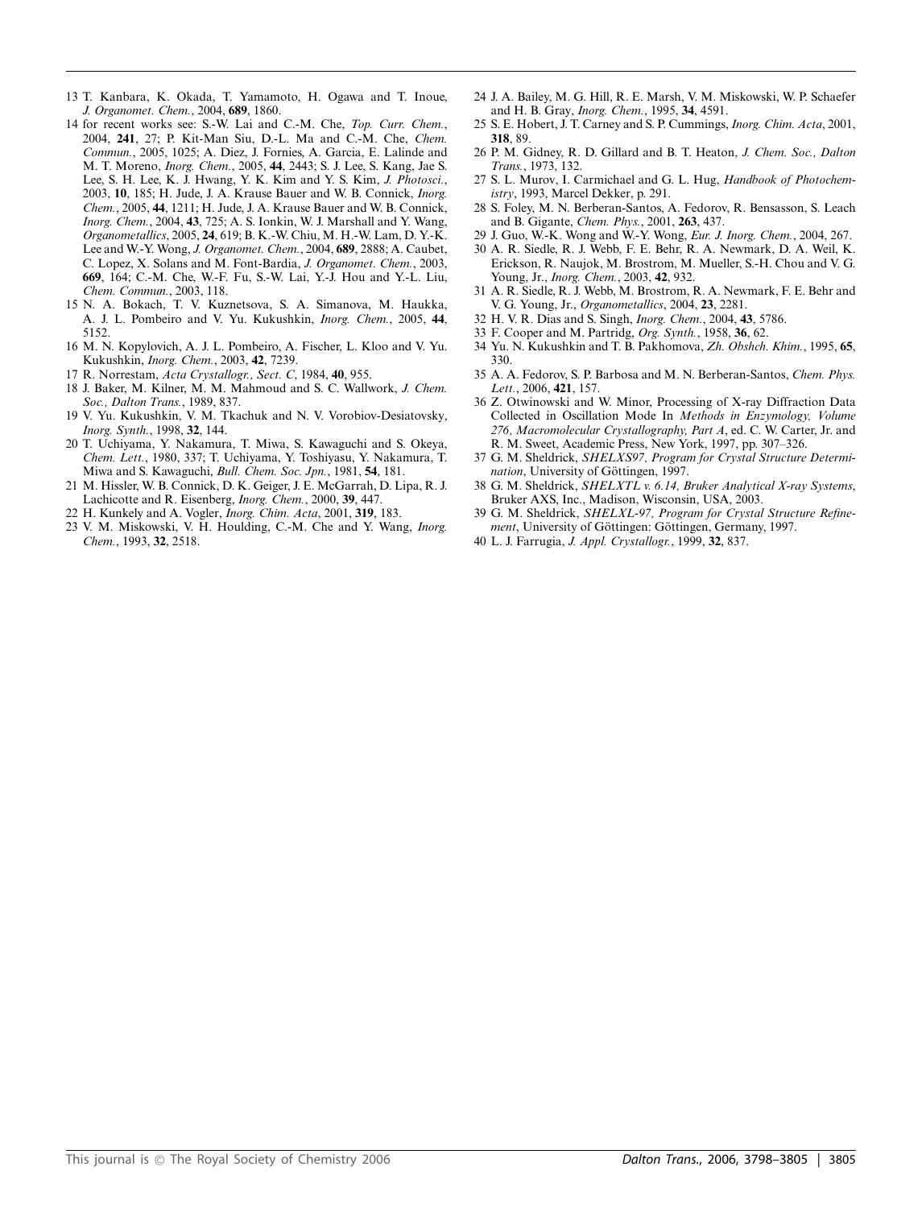13 T. Kanbara, K. Okada, T. Yamamoto, H. Ogawa and T. Inoue, *J. Organomet. Chem.*, 2004, **689**, 1860.

14 for recent works see: S.-W. Lai and C.-M. Che, *Top. Curr. Chem.*, 2004, **241**, 27; P. Kit-Man Siu, D.-L. Ma and C.-M. Che, *Chem. Commun.*, 2005, 1025; A. Diez, J. Fornies, A. Garcia, E. Lalinde and M. T. Moreno, *Inorg. Chem.*, 2005, **44**, 2443; S. J. Lee, S. Kang, Jae S. Lee, S. H. Lee, K. J. Hwang, Y. K. Kim and Y. S. Kim, *J. Photosci.*, 2003, **10**, 185; H. Jude, J. A. Krause Bauer and W. B. Connick, *Inorg. Chem.*, 2005, **44**, 1211; H. Jude, J. A. Krause Bauer and W. B. Connick, *Inorg. Chem.*, 2004, **43**, 725; A. S. Ionkin, W. J. Marshall and Y. Wang, *Organometallics*, 2005, **24**, 619; B. K.-W. Chiu, M. H.-W. Lam, D. Y.-K. Lee and W.-Y. Wong, *J. Organomet. Chem.*, 2004, **689**, 2888; A. Caubet, C. Lopez, X. Solans and M. Font-Bardia, *J. Organomet. Chem.*, 2003, **669**, 164; C.-M. Che, W.-F. Fu, S.-W. Lai, Y.-J. Hou and Y.-L. Liu, *Chem. Commun.*, 2003, 118.

15 N. A. Bokach, T. V. Kuznetsova, S. A. Simanova, M. Haukka, A. J. L. Pombeiro and V. Yu. Kukushkin, *Inorg. Chem.*, 2005, **44**, 5152.

16 M. N. Kopylovich, A. J. L. Pombeiro, A. Fischer, L. Kloo and V. Yu. Kukushkin, *Inorg. Chem.*, 2003, **42**, 7239.

17 R. Norrestam, *Acta Crystallogr., Sect. C*, 1984, **40**, 955.

18 J. Baker, M. Kilner, M. M. Mahmoud and S. C. Wallwork, *J. Chem. Soc., Dalton Trans.*, 1989, 837.

19 V. Yu. Kukushkin, V. M. Tkachuk and N. V. Vorobiov-Desiatovsky, *Inorg. Synth.*, 1998, **32**, 144.

20 T. Uchiyama, Y. Nakamura, T. Miwa, S. Kawaguchi and S. Okeya, *Chem. Lett.*, 1980, 337; T. Uchiyama, Y. Toshiyasu, Y. Nakamura, T. Miwa and S. Kawaguchi, *Bull. Chem. Soc. Jpn.*, 1981, **54**, 181.

21 M. Hissler, W. B. Connick, D. K. Geiger, J. E. McGarrah, D. Lipa, R. J. Lachicotte and R. Eisenberg, *Inorg. Chem.*, 2000, **39**, 447.

22 H. Kunkely and A. Vogler, *Inorg. Chim. Acta*, 2001, **319**, 183.

23 V. M. Miskowski, V. H. Houlding, C.-M. Che and Y. Wang, *Inorg. Chem.*, 1993, **32**, 2518.

24 J. A. Bailey, M. G. Hill, R. E. Marsh, V. M. Miskowski, W. P. Schaefer and H. B. Gray, *Inorg. Chem.*, 1995, **34**, 4591.

25 S. E. Hobert, J. T. Carney and S. P. Cummings, *Inorg. Chim. Acta*, 2001, **318**, 89.

26 P. M. Gidney, R. D. Gillard and B. T. Heaton, *J. Chem. Soc., Dalton Trans.*, 1973, 132.

27 S. L. Murov, I. Carmichael and G. L. Hug, *Handbook of Photochemistry*, 1993, Marcel Dekker, p. 291.

28 S. Foley, M. N. Berberan-Santos, A. Fedorov, R. Bensasson, S. Leach and B. Gigante, *Chem. Phys.*, 2001, **263**, 437.

29 J. Guo, W.-K. Wong and W.-Y. Wong, *Eur. J. Inorg. Chem.*, 2004, 267.

30 A. R. Siedle, R. J. Webb, F. E. Behr, R. A. Newmark, D. A. Weil, K. Erickson, R. Naujok, M. Brostrom, M. Mueller, S.-H. Chou and V. G. Young, Jr., *Inorg. Chem.*, 2003, **42**, 932.

31 A. R. Siedle, R. J. Webb, M. Brostrom, R. A. Newmark, F. E. Behr and V. G. Young, Jr., *Organometallics*, 2004, **23**, 2281.

32 H. V. R. Dias and S. Singh, *Inorg. Chem.*, 2004, **43**, 5786.

33 F. Cooper and M. Partridg, *Org. Synth.*, 1958, **36**, 62.

34 Yu. N. Kukushkin and T. B. Pakhomova, *Zh. Obshch. Khim.*, 1995, **65**, 330.

35 A. A. Fedorov, S. P. Barbosa and M. N. Berberan-Santos, *Chem. Phys. Lett.*, 2006, **421**, 157.

36 Z. Otwinowski and W. Minor, Processing of X-ray Diffraction Data Collected in Oscillation Mode In *Methods in Enzymology, Volume 276, Macromolecular Crystallography, Part A*, ed. C. W. Carter, Jr. and R. M. Sweet, Academic Press, New York, 1997, pp. 307–326.

37 G. M. Sheldrick, *SHELXS97, Program for Crystal Structure Determination*, University of Göttingen, 1997.

38 G. M. Sheldrick, *SHELXTL v. 6.14, Bruker Analytical X-ray Systems*, Bruker AXS, Inc., Madison, Wisconsin, USA, 2003.

39 G. M. Sheldrick, *SHELXL-97, Program for Crystal Structure Refinement*, University of Göttingen: Göttingen, Germany, 1997.

40 L. J. Farrugia, *J. Appl. Crystallogr.*, 1999, **32**, 837.